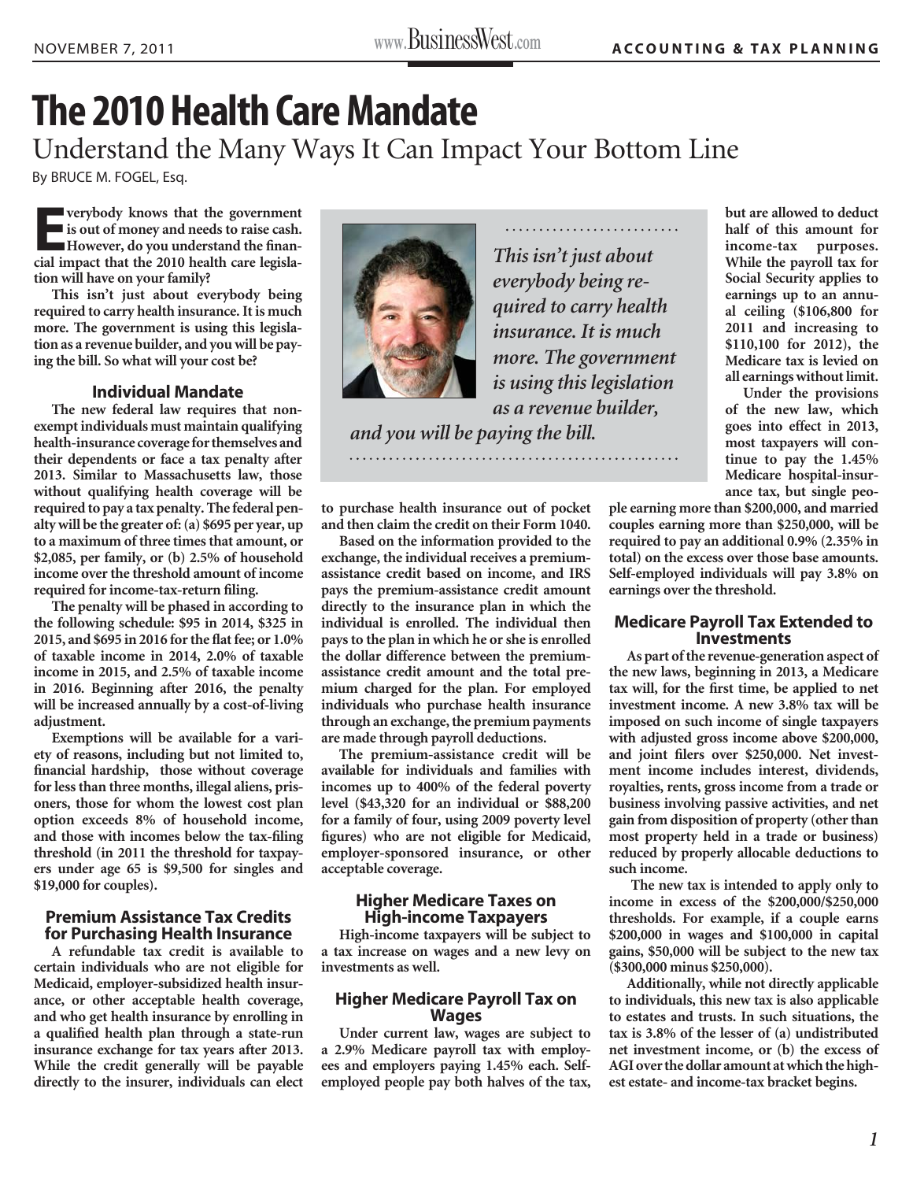# The 2010 Health Care Mandate

## Understand the Many Ways It Can Impact Your Bottom Line

By BRUCE M. FOGEL, Esq.

**Everybody knows that the government is out of money and needs to raise cash. However, do you understand the financial impact that the 2010 health care legislation will have on your family?**

**This isn't just about everybody being required to carry health insurance. It is much more. The government is using this legislation as a revenue builder, and you will be paying the bill. So what will your cost be?**

*This isn't just about everybody being required to carry health insurance. It is much more. The government is using this legislation as a revenue builder, and you will be paying the bill.*

### Individual Mandate

**The new federal law requires that non-exempt individuals must maintain qualifying health-insurance coverage for themselves and their dependents or face a tax penalty after 2013. Similar to Massachusetts law, those without qualifying health coverage will be required to pay a tax penalty. The federal penalty will be the greater of: (a) $695 per year, up to a maximum of three times that amount, or $2,085, per family, or (b) 2.5% of household income over the threshold amount of income required for income-tax-return filing.**

**The penalty will be phased in according to the following schedule: $95 in 2014, $325 in 2015, and $695 in 2016 for the flat fee; or 1.0% of taxable income in 2014, 2.0% of taxable income in 2015, and 2.5% of taxable income in 2016. Beginning after 2016, the penalty will be increased annually by a cost-of-living adjustment.**

**Exemptions will be available for a variety of reasons, including but not limited to, financial hardship, those without coverage for less than three months, illegal aliens, prisoners, those for whom the lowest cost plan option exceeds 8% of household income, and those with incomes below the tax-filing threshold (in 2011 the threshold for taxpayers under age 65 is $9,500 for singles and $19,000 for couples).**

### Premium Assistance Tax Credits for Purchasing Health Insurance

**A refundable tax credit is available to certain individuals who are not eligible for Medicaid, employer-subsidized health insurance, or other acceptable health coverage, and who get health insurance by enrolling in a qualified health plan through a state-run insurance exchange for tax years after 2013. While the credit generally will be payable directly to the insurer, individuals can elect to purchase health insurance out of pocket and then claim the credit on their Form 1040.**

**Based on the information provided to the exchange, the individual receives a premium-assistance credit based on income, and IRS pays the premium-assistance credit amount directly to the insurance plan in which the individual is enrolled. The individual then pays to the plan in which he or she is enrolled the dollar difference between the premium-assistance credit amount and the total premium charged for the plan. For employed individuals who purchase health insurance through an exchange, the premium payments are made through payroll deductions.**

**The premium-assistance credit will be available for individuals and families with incomes up to 400% of the federal poverty level ($43,320 for an individual or $88,200 for a family of four, using 2009 poverty level figures) who are not eligible for Medicaid, employer-sponsored insurance, or other acceptable coverage.**

### Higher Medicare Taxes on High-income Taxpayers

**High-income taxpayers will be subject to a tax increase on wages and a new levy on investments as well.**

### Higher Medicare Payroll Tax on Wages

**Under current law, wages are subject to a 2.9% Medicare payroll tax with employees and employers paying 1.45% each. Self-employed people pay both halves of the tax, but are allowed to deduct half of this amount for income-tax purposes. While the payroll tax for Social Security applies to earnings up to an annual ceiling ($106,800 for 2011 and increasing to $110,100 for 2012), the Medicare tax is levied on all earnings without limit.**

**Under the provisions of the new law, which goes into effect in 2013, most taxpayers will continue to pay the 1.45% Medicare hospital-insurance tax, but single people earning more than $200,000, and married couples earning more than $250,000, will be required to pay an additional 0.9% (2.35% in total) on the excess over those base amounts. Self-employed individuals will pay 3.8% on earnings over the threshold.**

### Medicare Payroll Tax Extended to Investments

**As part of the revenue-generation aspect of the new laws, beginning in 2013, a Medicare tax will, for the first time, be applied to net investment income. A new 3.8% tax will be imposed on such income of single taxpayers with adjusted gross income above $200,000, and joint filers over $250,000. Net investment income includes interest, dividends, royalties, rents, gross income from a trade or business involving passive activities, and net gain from disposition of property (other than most property held in a trade or business) reduced by properly allocable deductions to such income.**

**The new tax is intended to apply only to income in excess of the $200,000/$250,000 thresholds. For example, if a couple earns $200,000 in wages and $100,000 in capital gains, $50,000 will be subject to the new tax ($300,000 minus $250,000).**

**Additionally, while not directly applicable to individuals, this new tax is also applicable to estates and trusts. In such situations, the tax is 3.8% of the lesser of (a) undistributed net investment income, or (b) the excess of AGI over the dollar amount at which the highest estate- and income-tax bracket begins.**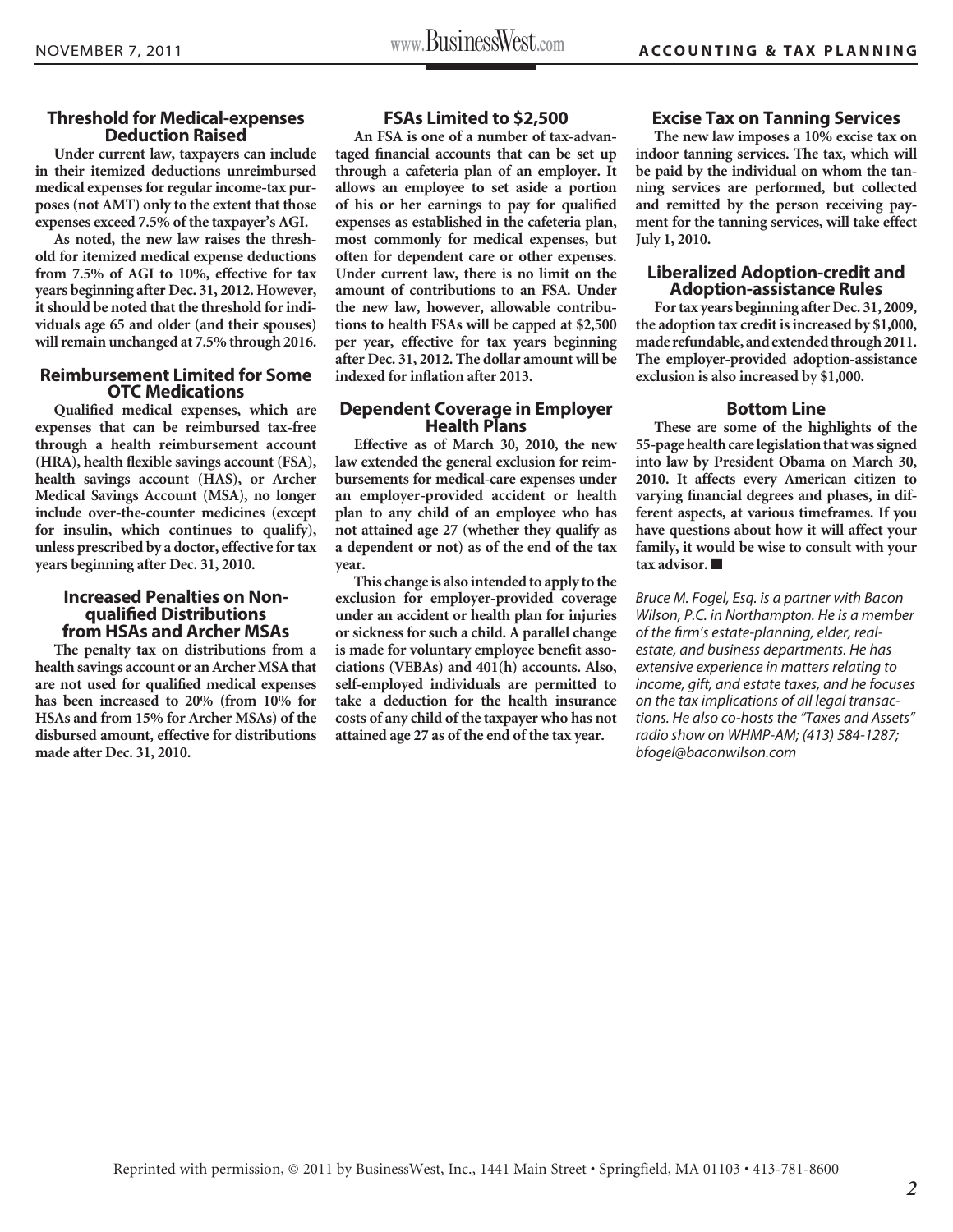### Threshold for Medical-expenses Deduction Raised

**Under current law, taxpayers can include in their itemized deductions unreimbursed medical expenses for regular income-tax purposes (not AMT) only to the extent that those expenses exceed 7.5% of the taxpayer's AGI.**

**As noted, the new law raises the threshold for itemized medical expense deductions from 7.5% of AGI to 10%, effective for tax years beginning after Dec. 31, 2012. However, it should be noted that the threshold for individuals age 65 and older (and their spouses) will remain unchanged at 7.5% through 2016.**

### Reimbursement Limited for Some OTC Medications

**Qualified medical expenses, which are expenses that can be reimbursed tax-free through a health reimbursement account (HRA), health flexible savings account (FSA), health savings account (HAS), or Archer Medical Savings Account (MSA), no longer include over-the-counter medicines (except for insulin, which continues to qualify), unless prescribed by a doctor, effective for tax years beginning after Dec. 31, 2010.**

### Increased Penalties on Non-qualified Distributions from HSAs and Archer MSAs

**The penalty tax on distributions from a health savings account or an Archer MSA that are not used for qualified medical expenses has been increased to 20% (from 10% for HSAs and from 15% for Archer MSAs) of the disbursed amount, effective for distributions made after Dec. 31, 2010.**

### FSAs Limited to $2,500

**An FSA is one of a number of tax-advantaged financial accounts that can be set up through a cafeteria plan of an employer. It allows an employee to set aside a portion of his or her earnings to pay for qualified expenses as established in the cafeteria plan, most commonly for medical expenses, but often for dependent care or other expenses. Under current law, there is no limit on the amount of contributions to an FSA. Under the new law, however, allowable contributions to health FSAs will be capped at $2,500 per year, effective for tax years beginning after Dec. 31, 2012. The dollar amount will be indexed for inflation after 2013.**

### Dependent Coverage in Employer Health Plans

**Effective as of March 30, 2010, the new law extended the general exclusion for reimbursements for medical-care expenses under an employer-provided accident or health plan to any child of an employee who has not attained age 27 (whether they qualify as a dependent or not) as of the end of the tax year.**

**This change is also intended to apply to the exclusion for employer-provided coverage under an accident or health plan for injuries or sickness for such a child. A parallel change is made for voluntary employee benefit associations (VEBAs) and 401(h) accounts. Also, self-employed individuals are permitted to take a deduction for the health insurance costs of any child of the taxpayer who has not attained age 27 as of the end of the tax year.**

### Excise Tax on Tanning Services

**The new law imposes a 10% excise tax on indoor tanning services. The tax, which will be paid by the individual on whom the tanning services are performed, but collected and remitted by the person receiving payment for the tanning services, will take effect July 1, 2010.**

### Liberalized Adoption-credit and Adoption-assistance Rules

**For tax years beginning after Dec. 31, 2009, the adoption tax credit is increased by $1,000, made refundable, and extended through 2011. The employer-provided adoption-assistance exclusion is also increased by $1,000.**

### Bottom Line

**These are some of the highlights of the 55-page health care legislation that was signed into law by President Obama on March 30, 2010. It affects every American citizen to varying financial degrees and phases, in different aspects, at various timeframes. If you have questions about how it will affect your family, it would be wise to consult with your tax advisor.** ■

*Bruce M. Fogel, Esq. is a partner with Bacon Wilson, P.C. in Northampton. He is a member of the firm's estate-planning, elder, real-estate, and business departments. He has extensive experience in matters relating to income, gift, and estate taxes, and he focuses on the tax implications of all legal transactions. He also co-hosts the "Taxes and Assets" radio show on WHMP-AM; (413) 584-1287; bfogel@baconwilson.com*

Reprinted with permission, © 2011 by BusinessWest, Inc., 1441 Main Street • Springfield, MA 01103 • 413-781-8600